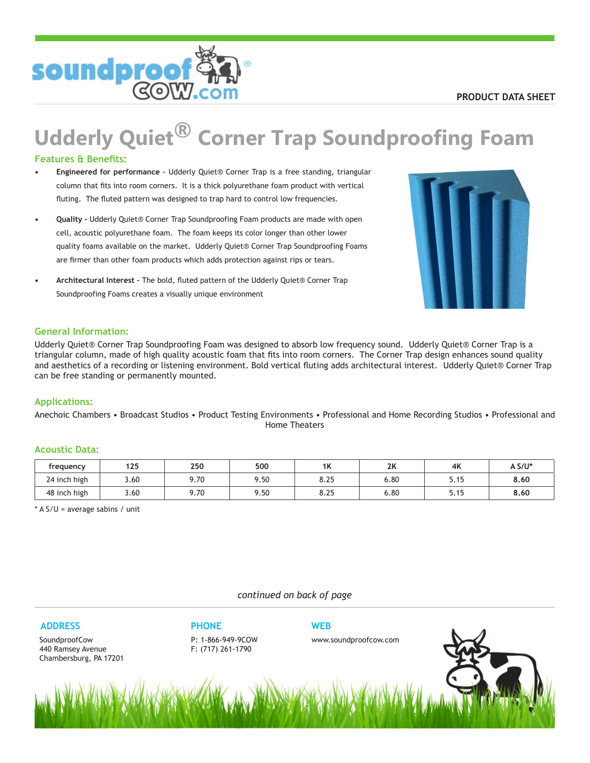PRODUCT DATA SHEET

# Udderly Quiet® Corner Trap Soundproofing Foam

## Features & Benefits:

- **Engineered for performance** - Udderly Quiet® Corner Trap is a free standing, triangular column that fits into room corners. It is a thick polyurethane foam product with vertical fluting. The fluted pattern was designed to trap hard to control low frequencies.
- **Quality** - Udderly Quiet® Corner Trap Soundproofing Foam products are made with open cell, acoustic polyurethane foam. The foam keeps its color longer than other lower quality foams available on the market. Udderly Quiet® Corner Trap Soundproofing Foams are firmer than other foam products which adds protection against rips or tears.
- **Architectural Interest** - The bold, fluted pattern of the Udderly Quiet® Corner Trap Soundproofing Foams creates a visually unique environment

## General Information:

Udderly Quiet® Corner Trap Soundproofing Foam was designed to absorb low frequency sound. Udderly Quiet® Corner Trap is a triangular column, made of high quality acoustic foam that fits into room corners. The Corner Trap design enhances sound quality and aesthetics of a recording or listening environment. Bold vertical fluting adds architectural interest. Udderly Quiet® Corner Trap can be free standing or permanently mounted.

## Applications:

Anechoic Chambers • Broadcast Studios • Product Testing Environments • Professional and Home Recording Studios • Professional and Home Theaters

## Acoustic Data:

| frequency | 125 | 250 | 500 | 1K | 2K | 4K | A S/U* |
|---|---|---|---|---|---|---|---|
| 24 inch high | 3.60 | 9.70 | 9.50 | 8.25 | 6.80 | 5.15 | **8.60** |
| 48 inch high | 3.60 | 9.70 | 9.50 | 8.25 | 6.80 | 5.15 | **8.60** |

* A S/U = average sabins / unit

*continued on back of page*

### ADDRESS

SoundproofCow
440 Ramsey Avenue
Chambersburg, PA 17201

### PHONE

P: 1-866-949-9COW
F: (717) 261-1790

### WEB

www.soundproofcow.com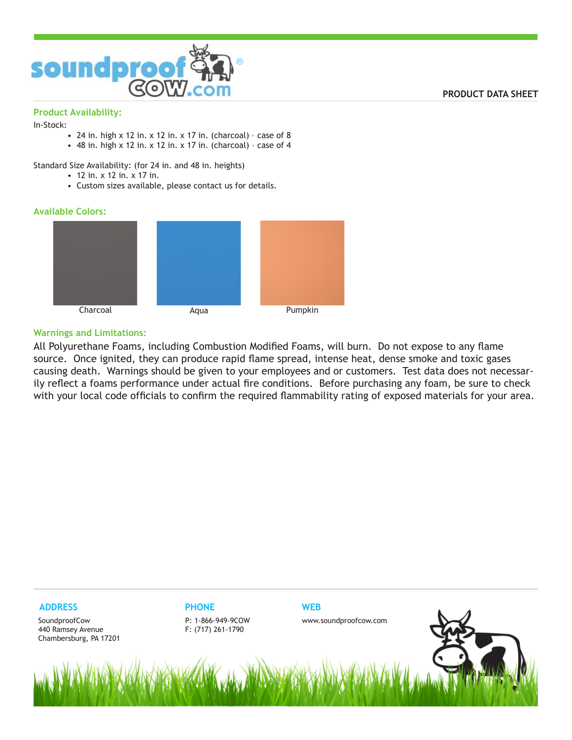## Product Availability:

In-Stock:

- 24 in. high x 12 in. x 12 in. x 17 in. (charcoal) – case of 8
- 48 in. high x 12 in. x 12 in. x 17 in. (charcoal) – case of 4

Standard Size Availability: (for 24 in. and 48 in. heights)

- 12 in. x 12 in. x 17 in.
- Custom sizes available, please contact us for details.

## Available Colors:

Charcoal

Aqua

Pumpkin

## Warnings and Limitations:

All Polyurethane Foams, including Combustion Modified Foams, will burn. Do not expose to any flame source. Once ignited, they can produce rapid flame spread, intense heat, dense smoke and toxic gases causing death. Warnings should be given to your employees and or customers. Test data does not necessarily reflect a foams performance under actual fire conditions. Before purchasing any foam, be sure to check with your local code officials to confirm the required flammability rating of exposed materials for your area.

**ADDRESS**

SoundproofCow
440 Ramsey Avenue
Chambersburg, PA 17201

**PHONE**

P: 1-866-949-9COW
F: (717) 261-1790

**WEB**

www.soundproofcow.com